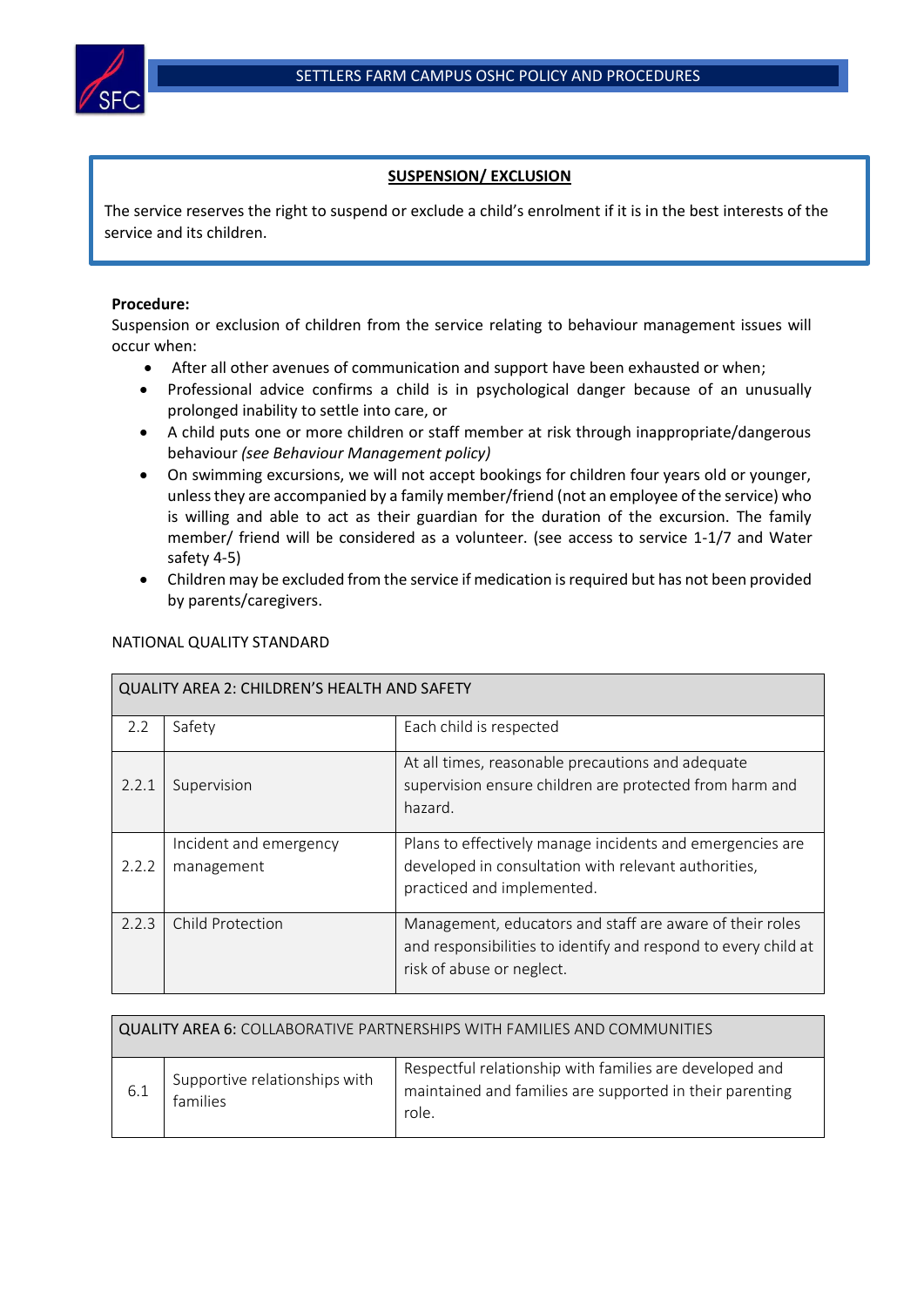## SUSPENSION/ EXCLUSION

The service reserves the right to suspend or exclude a child's enrolment if it is in the best interests of the service and its children.

**Procedure:**

Suspension or exclusion of children from the service relating to behaviour management issues will occur when:

- After all other avenues of communication and support have been exhausted or when;
- Professional advice confirms a child is in psychological danger because of an unusually prolonged inability to settle into care, or
- A child puts one or more children or staff member at risk through inappropriate/dangerous behaviour *(see Behaviour Management policy)*
- On swimming excursions, we will not accept bookings for children four years old or younger, unless they are accompanied by a family member/friend (not an employee of the service) who is willing and able to act as their guardian for the duration of the excursion. The family member/ friend will be considered as a volunteer. (see access to service 1-1/7 and Water safety 4-5)
- Children may be excluded from the service if medication is required but has not been provided by parents/caregivers.

NATIONAL QUALITY STANDARD

| QUALITY AREA 2: CHILDREN'S HEALTH AND SAFETY | | |
|---|---|---|
| 2.2 | Safety | Each child is respected |
| 2.2.1 | Supervision | At all times, reasonable precautions and adequate supervision ensure children are protected from harm and hazard. |
| 2.2.2 | Incident and emergency management | Plans to effectively manage incidents and emergencies are developed in consultation with relevant authorities, practiced and implemented. |
| 2.2.3 | Child Protection | Management, educators and staff are aware of their roles and responsibilities to identify and respond to every child at risk of abuse or neglect. |

| QUALITY AREA 6: COLLABORATIVE PARTNERSHIPS WITH FAMILIES AND COMMUNITIES | | |
|---|---|---|
| 6.1 | Supportive relationships with families | Respectful relationship with families are developed and maintained and families are supported in their parenting role. |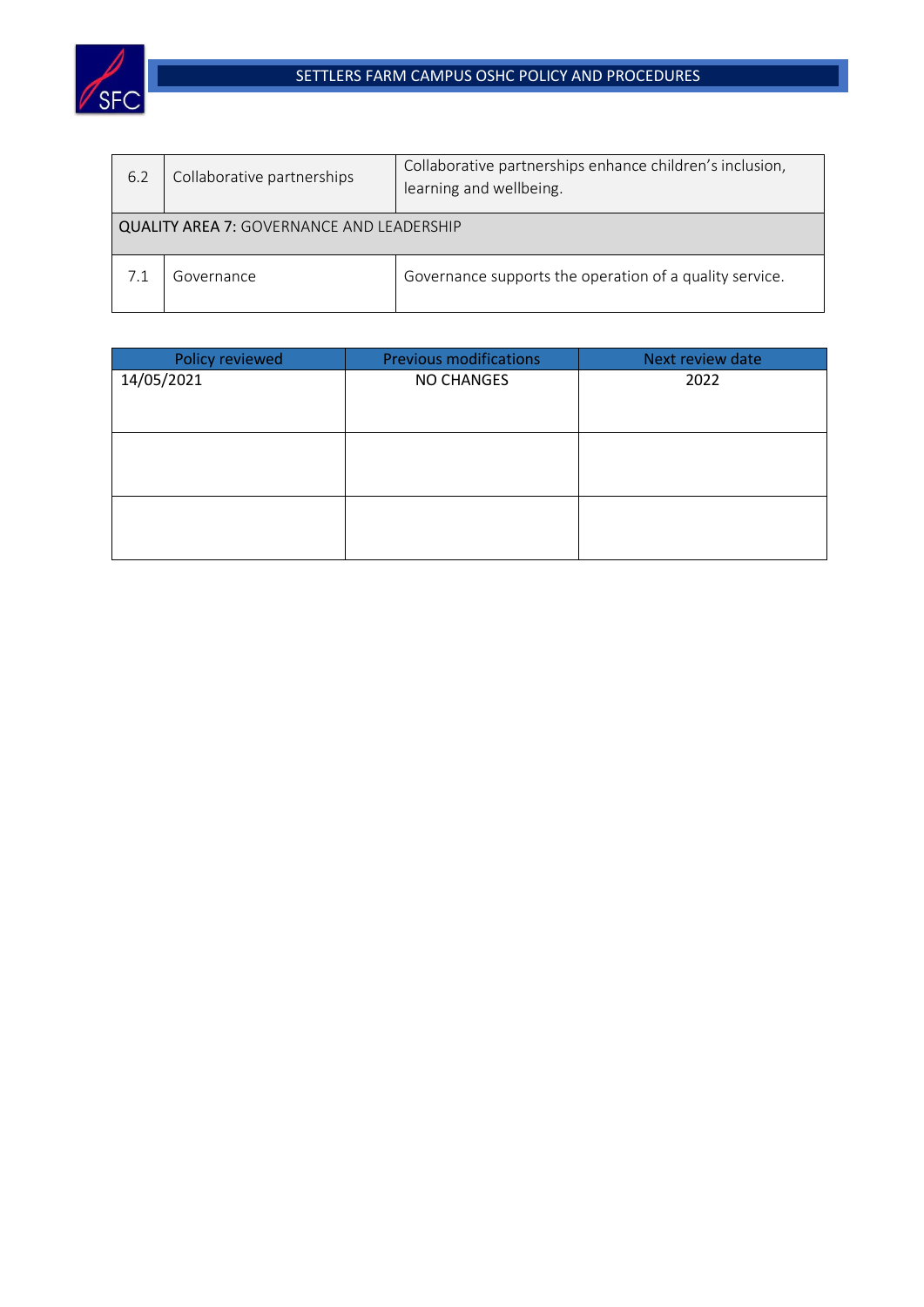| | | |
|---|---|---|
| 6.2 | Collaborative partnerships | Collaborative partnerships enhance children's inclusion, learning and wellbeing. |
| **QUALITY AREA 7:** GOVERNANCE AND LEADERSHIP | | |
| 7.1 | Governance | Governance supports the operation of a quality service. |

| Policy reviewed | Previous modifications | Next review date |
|---|---|---|
| 14/05/2021 | NO CHANGES | 2022 |
| | | |
| | | |